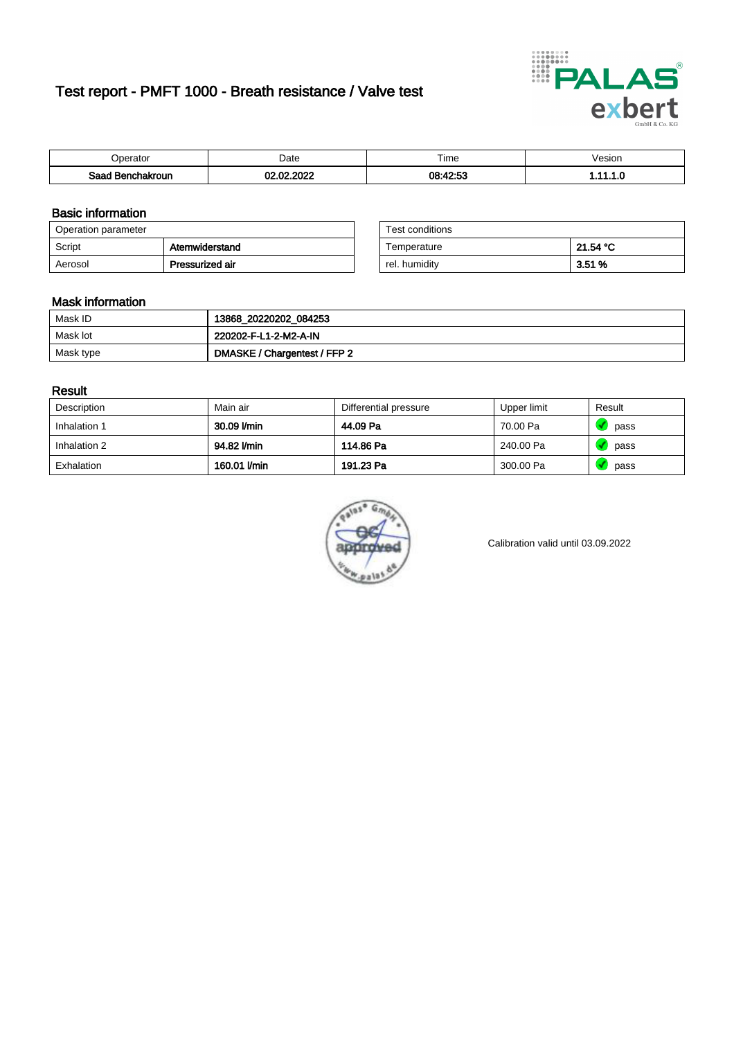# Test report - PMFT 1000 - Breath resistance / Valve test

| Operator | Date | Time | Vesion |
|---|---|---|---|
| **Saad Benchakroun** | **02.02.2022** | **08:42:53** | **1.11.1.0** |

## Basic information

| Operation parameter | |
|---|---|
| Script | **Atemwiderstand** |
| Aerosol | **Pressurized air** |

| Test conditions | |
|---|---|
| Temperature | **21.54 °C** |
| rel. humidity | **3.51 %** |

## Mask information

| | |
|---|---|
| Mask ID | **13868_20220202_084253** |
| Mask lot | **220202-F-L1-2-M2-A-IN** |
| Mask type | **DMASKE / Chargentest / FFP 2** |

## Result

| Description | Main air | Differential pressure | Upper limit | Result |
|---|---|---|---|---|
| Inhalation 1 | **30.09 l/min** | **44.09 Pa** | 70.00 Pa | pass |
| Inhalation 2 | **94.82 l/min** | **114.86 Pa** | 240.00 Pa | pass |
| Exhalation | **160.01 l/min** | **191.23 Pa** | 300.00 Pa | pass |

Calibration valid until 03.09.2022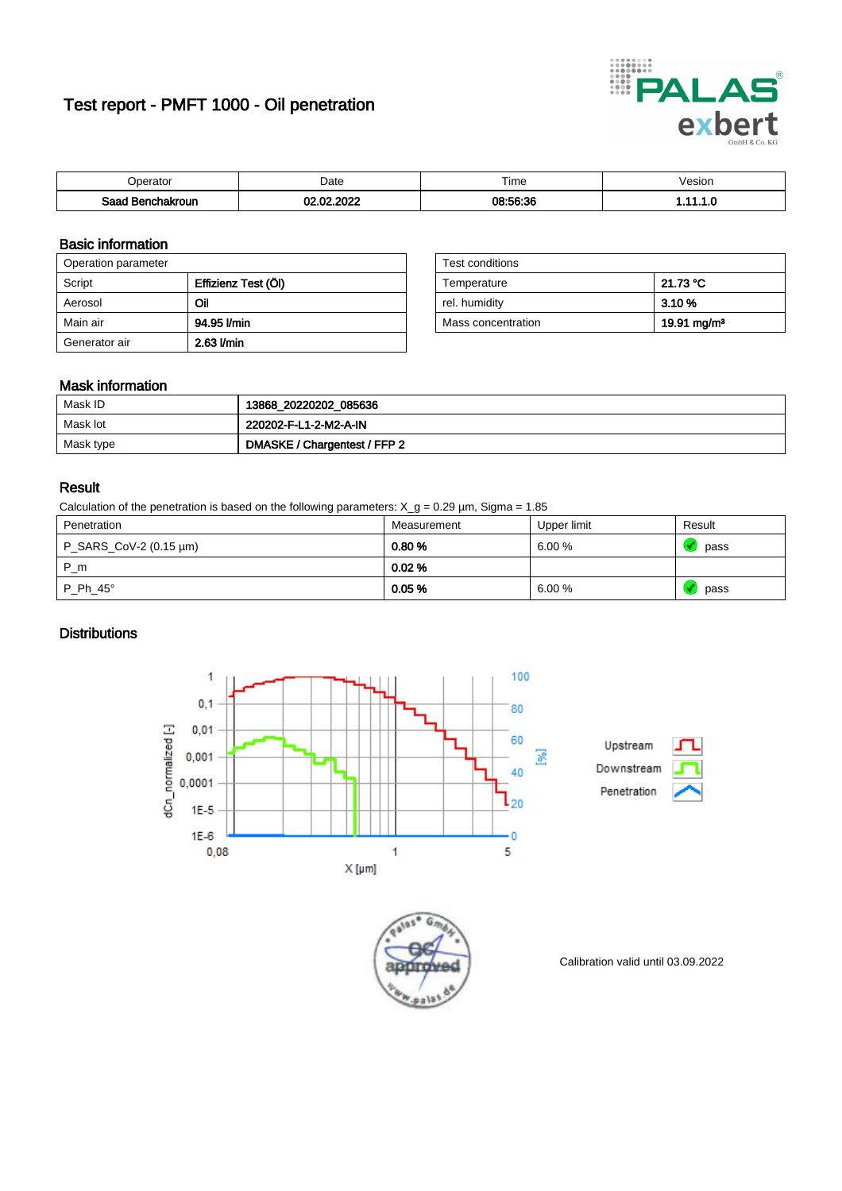# Test report - PMFT 1000 - Oil penetration

PALAS exbert GmbH & Co. KG

| Operator | Date | Time | Vesion |
|---|---|---|---|
| Saad Benchakroun | 02.02.2022 | 08:56:36 | 1.11.1.0 |

## Basic information

| Operation parameter | |
|---|---|
| Script | Effizienz Test (Öl) |
| Aerosol | Oil |
| Main air | 94.95 l/min |
| Generator air | 2.63 l/min |

| Test conditions | |
|---|---|
| Temperature | 21.73 °C |
| rel. humidity | 3.10 % |
| Mass concentration | 19.91 mg/m³ |

## Mask information

| | |
|---|---|
| Mask ID | 13868_20220202_085636 |
| Mask lot | 220202-F-L1-2-M2-A-IN |
| Mask type | DMASKE / Chargentest / FFP 2 |

## Result

Calculation of the penetration is based on the following parameters: $X_g = 0.29$ µm, Sigma = 1.85

| Penetration | Measurement | Upper limit | Result |
|---|---|---|---|
| P_SARS_CoV-2 (0.15 µm) | 0.80 % | 6.00 % | pass |
| P_m | 0.02 % | | |
| P_Ph_45° | 0.05 % | 6.00 % | pass |

## Distributions

dCn_normalized [-]
1
0,1
0,01
0,001
0,0001
1E-5
1E-6
0,08
1
5
X [µm]
[%]
100
80
60
40
20
0

Upstream
Downstream
Penetration

QC approved
Palas® GmbH
www.palas.de

Calibration valid until 03.09.2022